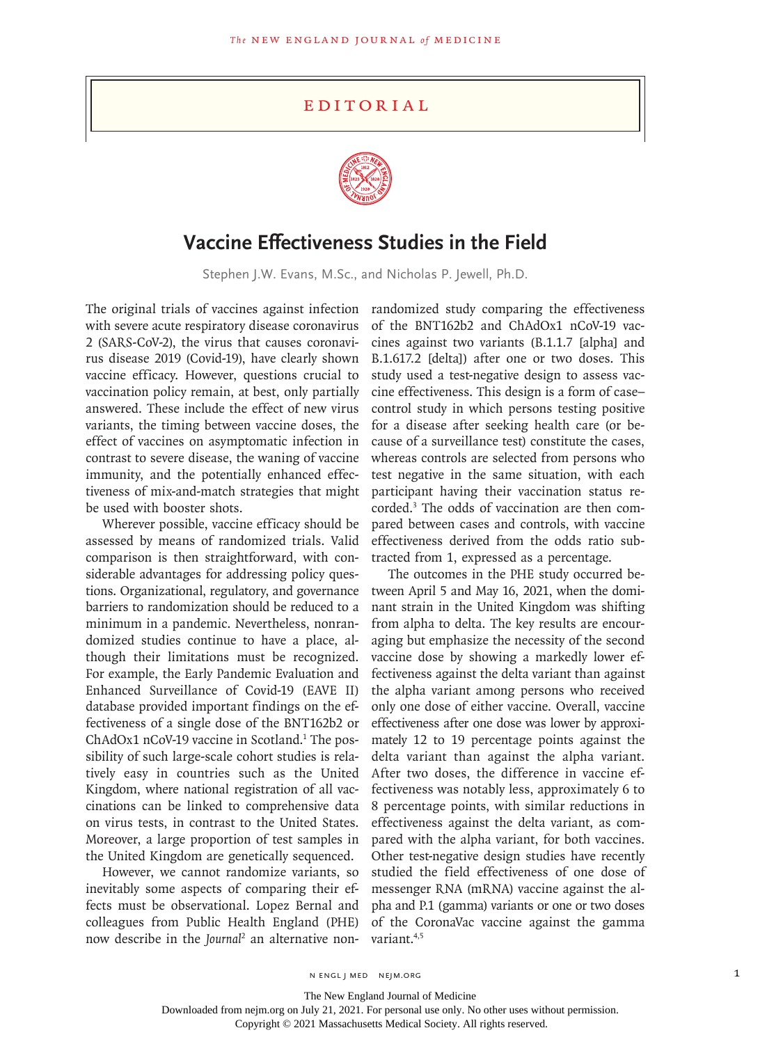## EDITORIAL

# Vaccine Effectiveness Studies in the Field

Stephen J.W. Evans, M.Sc., and Nicholas P. Jewell, Ph.D.

The original trials of vaccines against infection with severe acute respiratory disease coronavirus 2 (SARS-CoV-2), the virus that causes coronavirus disease 2019 (Covid-19), have clearly shown vaccine efficacy. However, questions crucial to vaccination policy remain, at best, only partially answered. These include the effect of new virus variants, the timing between vaccine doses, the effect of vaccines on asymptomatic infection in contrast to severe disease, the waning of vaccine immunity, and the potentially enhanced effectiveness of mix-and-match strategies that might be used with booster shots.

Wherever possible, vaccine efficacy should be assessed by means of randomized trials. Valid comparison is then straightforward, with considerable advantages for addressing policy questions. Organizational, regulatory, and governance barriers to randomization should be reduced to a minimum in a pandemic. Nevertheless, nonrandomized studies continue to have a place, although their limitations must be recognized. For example, the Early Pandemic Evaluation and Enhanced Surveillance of Covid-19 (EAVE II) database provided important findings on the effectiveness of a single dose of the BNT162b2 or ChAdOx1 nCoV-19 vaccine in Scotland.[1] The possibility of such large-scale cohort studies is relatively easy in countries such as the United Kingdom, where national registration of all vaccinations can be linked to comprehensive data on virus tests, in contrast to the United States. Moreover, a large proportion of test samples in the United Kingdom are genetically sequenced.

However, we cannot randomize variants, so inevitably some aspects of comparing their effects must be observational. Lopez Bernal and colleagues from Public Health England (PHE) now describe in the *Journal*[2] an alternative nonrandomized study comparing the effectiveness of the BNT162b2 and ChAdOx1 nCoV-19 vaccines against two variants (B.1.1.7 [alpha] and B.1.617.2 [delta]) after one or two doses. This study used a test-negative design to assess vaccine effectiveness. This design is a form of case–control study in which persons testing positive for a disease after seeking health care (or because of a surveillance test) constitute the cases, whereas controls are selected from persons who test negative in the same situation, with each participant having their vaccination status recorded.[3] The odds of vaccination are then compared between cases and controls, with vaccine effectiveness derived from the odds ratio subtracted from 1, expressed as a percentage.

The outcomes in the PHE study occurred between April 5 and May 16, 2021, when the dominant strain in the United Kingdom was shifting from alpha to delta. The key results are encouraging but emphasize the necessity of the second vaccine dose by showing a markedly lower effectiveness against the delta variant than against the alpha variant among persons who received only one dose of either vaccine. Overall, vaccine effectiveness after one dose was lower by approximately 12 to 19 percentage points against the delta variant than against the alpha variant. After two doses, the difference in vaccine effectiveness was notably less, approximately 6 to 8 percentage points, with similar reductions in effectiveness against the delta variant, as compared with the alpha variant, for both vaccines. Other test-negative design studies have recently studied the field effectiveness of one dose of messenger RNA (mRNA) vaccine against the alpha and P.1 (gamma) variants or one or two doses of the CoronaVac vaccine against the gamma variant.[4,5]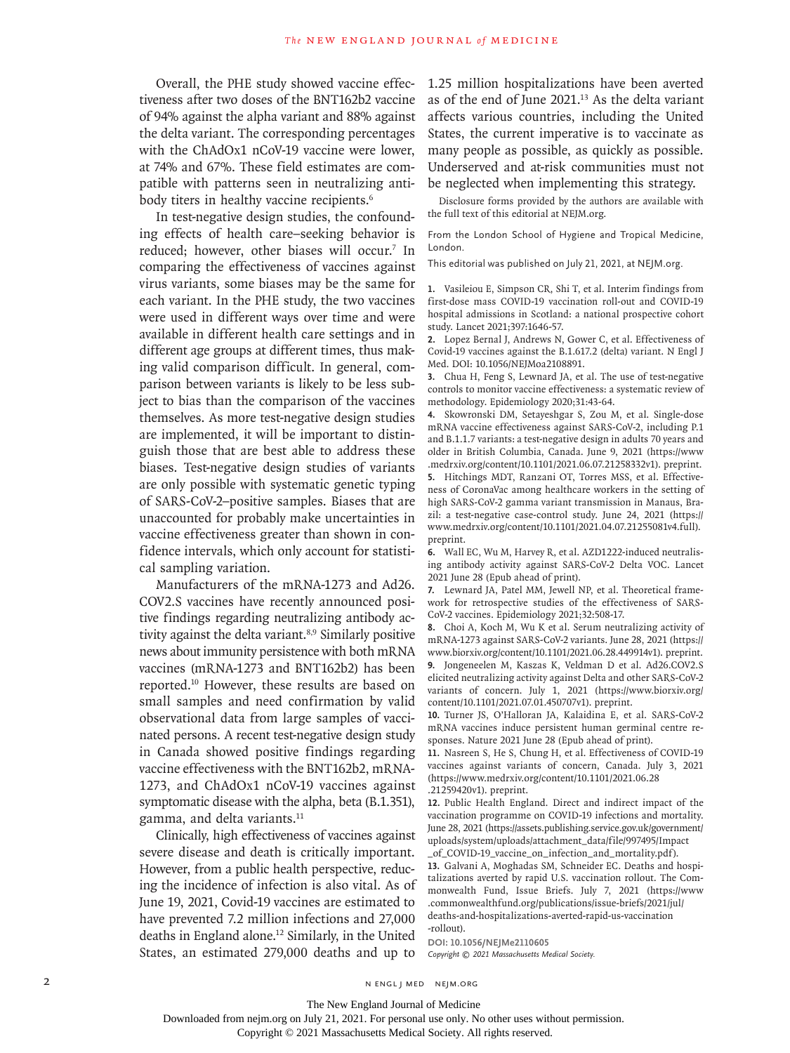Overall, the PHE study showed vaccine effectiveness after two doses of the BNT162b2 vaccine of 94% against the alpha variant and 88% against the delta variant. The corresponding percentages with the ChAdOx1 nCoV-19 vaccine were lower, at 74% and 67%. These field estimates are compatible with patterns seen in neutralizing antibody titers in healthy vaccine recipients.[6]

In test-negative design studies, the confounding effects of health care–seeking behavior is reduced; however, other biases will occur.[7] In comparing the effectiveness of vaccines against virus variants, some biases may be the same for each variant. In the PHE study, the two vaccines were used in different ways over time and were available in different health care settings and in different age groups at different times, thus making valid comparison difficult. In general, comparison between variants is likely to be less subject to bias than the comparison of the vaccines themselves. As more test-negative design studies are implemented, it will be important to distinguish those that are best able to address these biases. Test-negative design studies of variants are only possible with systematic genetic typing of SARS-CoV-2–positive samples. Biases that are unaccounted for probably make uncertainties in vaccine effectiveness greater than shown in confidence intervals, which only account for statistical sampling variation.

Manufacturers of the mRNA-1273 and Ad26.COV2.S vaccines have recently announced positive findings regarding neutralizing antibody activity against the delta variant.[8,9] Similarly positive news about immunity persistence with both mRNA vaccines (mRNA-1273 and BNT162b2) has been reported.[10] However, these results are based on small samples and need confirmation by valid observational data from large samples of vaccinated persons. A recent test-negative design study in Canada showed positive findings regarding vaccine effectiveness with the BNT162b2, mRNA-1273, and ChAdOx1 nCoV-19 vaccines against symptomatic disease with the alpha, beta (B.1.351), gamma, and delta variants.[11]

Clinically, high effectiveness of vaccines against severe disease and death is critically important. However, from a public health perspective, reducing the incidence of infection is also vital. As of June 19, 2021, Covid-19 vaccines are estimated to have prevented 7.2 million infections and 27,000 deaths in England alone.[12] Similarly, in the United States, an estimated 279,000 deaths and up to 1.25 million hospitalizations have been averted as of the end of June 2021.[13] As the delta variant affects various countries, including the United States, the current imperative is to vaccinate as many people as possible, as quickly as possible. Underserved and at-risk communities must not be neglected when implementing this strategy.

Disclosure forms provided by the authors are available with the full text of this editorial at NEJM.org.

From the London School of Hygiene and Tropical Medicine, London.

This editorial was published on July 21, 2021, at NEJM.org.

1. Vasileiou E, Simpson CR, Shi T, et al. Interim findings from first-dose mass COVID-19 vaccination roll-out and COVID-19 hospital admissions in Scotland: a national prospective cohort study. Lancet 2021;397:1646-57.
2. Lopez Bernal J, Andrews N, Gower C, et al. Effectiveness of Covid-19 vaccines against the B.1.617.2 (delta) variant. N Engl J Med. DOI: 10.1056/NEJMoa2108891.
3. Chua H, Feng S, Lewnard JA, et al. The use of test-negative controls to monitor vaccine effectiveness: a systematic review of methodology. Epidemiology 2020;31:43-64.
4. Skowronski DM, Setayeshgar S, Zou M, et al. Single-dose mRNA vaccine effectiveness against SARS-CoV-2, including P.1 and B.1.1.7 variants: a test-negative design in adults 70 years and older in British Columbia, Canada. June 9, 2021 (https://www.medrxiv.org/content/10.1101/2021.06.07.21258332v1). preprint.
5. Hitchings MDT, Ranzani OT, Torres MSS, et al. Effectiveness of CoronaVac among healthcare workers in the setting of high SARS-CoV-2 gamma variant transmission in Manaus, Brazil: a test-negative case-control study. June 24, 2021 (https://www.medrxiv.org/content/10.1101/2021.04.07.21255081v4.full). preprint.
6. Wall EC, Wu M, Harvey R, et al. AZD1222-induced neutralising antibody activity against SARS-CoV-2 Delta VOC. Lancet 2021 June 28 (Epub ahead of print).
7. Lewnard JA, Patel MM, Jewell NP, et al. Theoretical framework for retrospective studies of the effectiveness of SARS-CoV-2 vaccines. Epidemiology 2021;32:508-17.
8. Choi A, Koch M, Wu K et al. Serum neutralizing activity of mRNA-1273 against SARS-CoV-2 variants. June 28, 2021 (https://www.biorxiv.org/content/10.1101/2021.06.28.449914v1). preprint.
9. Jongeneelen M, Kaszas K, Veldman D et al. Ad26.COV2.S elicited neutralizing activity against Delta and other SARS-CoV-2 variants of concern. July 1, 2021 (https://www.biorxiv.org/content/10.1101/2021.07.01.450707v1). preprint.
10. Turner JS, O'Halloran JA, Kalaidina E, et al. SARS-CoV-2 mRNA vaccines induce persistent human germinal centre responses. Nature 2021 June 28 (Epub ahead of print).
11. Nasreen S, He S, Chung H, et al. Effectiveness of COVID-19 vaccines against variants of concern, Canada. July 3, 2021 (https://www.medrxiv.org/content/10.1101/2021.06.28.21259420v1). preprint.
12. Public Health England. Direct and indirect impact of the vaccination programme on COVID-19 infections and mortality. June 28, 2021 (https://assets.publishing.service.gov.uk/government/uploads/system/uploads/attachment_data/file/997495/Impact_of_COVID-19_vaccine_on_infection_and_mortality.pdf).
13. Galvani A, Moghadas SM, Schneider EC. Deaths and hospitalizations averted by rapid U.S. vaccination rollout. The Commonwealth Fund, Issue Briefs. July 7, 2021 (https://www.commonwealthfund.org/publications/issue-briefs/2021/jul/deaths-and-hospitalizations-averted-rapid-us-vaccination-rollout).

**DOI: 10.1056/NEJMe2110605**
*Copyright © 2021 Massachusetts Medical Society.*